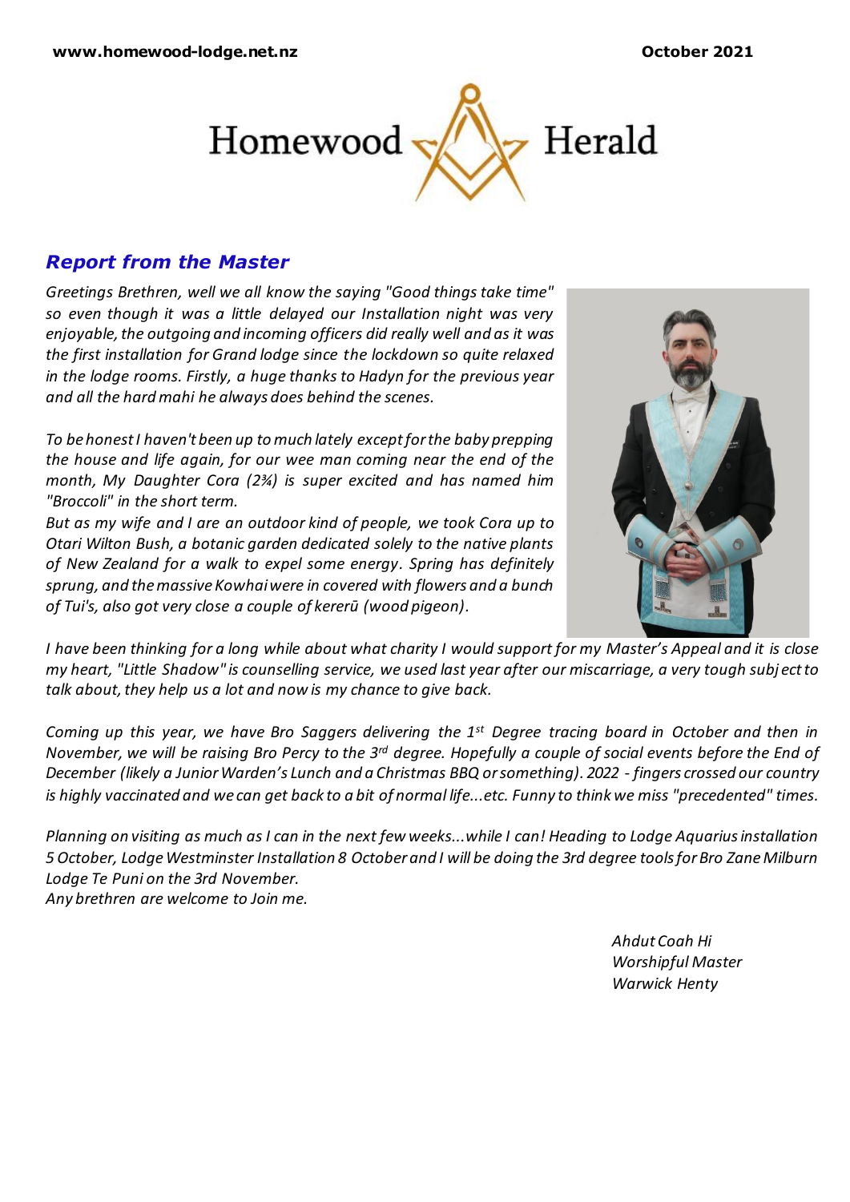www.homewood-lodge.net.nz October 2021

# Homewood Herald

## *Report from the Master*

*Greetings Brethren, well we all know the saying "Good things take time" so even though it was a little delayed our Installation night was very enjoyable, the outgoing and incoming officers did really well and as it was the first installation for Grand lodge since the lockdown so quite relaxed in the lodge rooms. Firstly, a huge thanks to Hadyn for the previous year and all the hard mahi he always does behind the scenes.*

*To be honest I haven't been up to much lately except for the baby prepping the house and life again, for our wee man coming near the end of the month, My Daughter Cora (2¾) is super excited and has named him "Broccoli" in the short term.*

*But as my wife and I are an outdoor kind of people, we took Cora up to Otari Wilton Bush, a botanic garden dedicated solely to the native plants of New Zealand for a walk to expel some energy. Spring has definitely sprung, and the massive Kowhai were in covered with flowers and a bunch of Tui's, also got very close a couple of kererū (wood pigeon).*

*I have been thinking for a long while about what charity I would support for my Master's Appeal and it is close my heart, "Little Shadow" is counselling service, we used last year after our miscarriage, a very tough subject to talk about, they help us a lot and now is my chance to give back.*

*Coming up this year, we have Bro Saggers delivering the 1st Degree tracing board in October and then in November, we will be raising Bro Percy to the 3rd degree. Hopefully a couple of social events before the End of December (likely a Junior Warden's Lunch and a Christmas BBQ or something). 2022 - fingers crossed our country is highly vaccinated and we can get back to a bit of normal life...etc. Funny to think we miss "precedented" times.*

*Planning on visiting as much as I can in the next few weeks...while I can! Heading to Lodge Aquarius installation 5 October, Lodge Westminster Installation 8 October and I will be doing the 3rd degree tools for Bro Zane Milburn Lodge Te Puni on the 3rd November.*
*Any brethren are welcome to Join me.*

*Ahdut Coah Hi*
*Worshipful Master*
*Warwick Henty*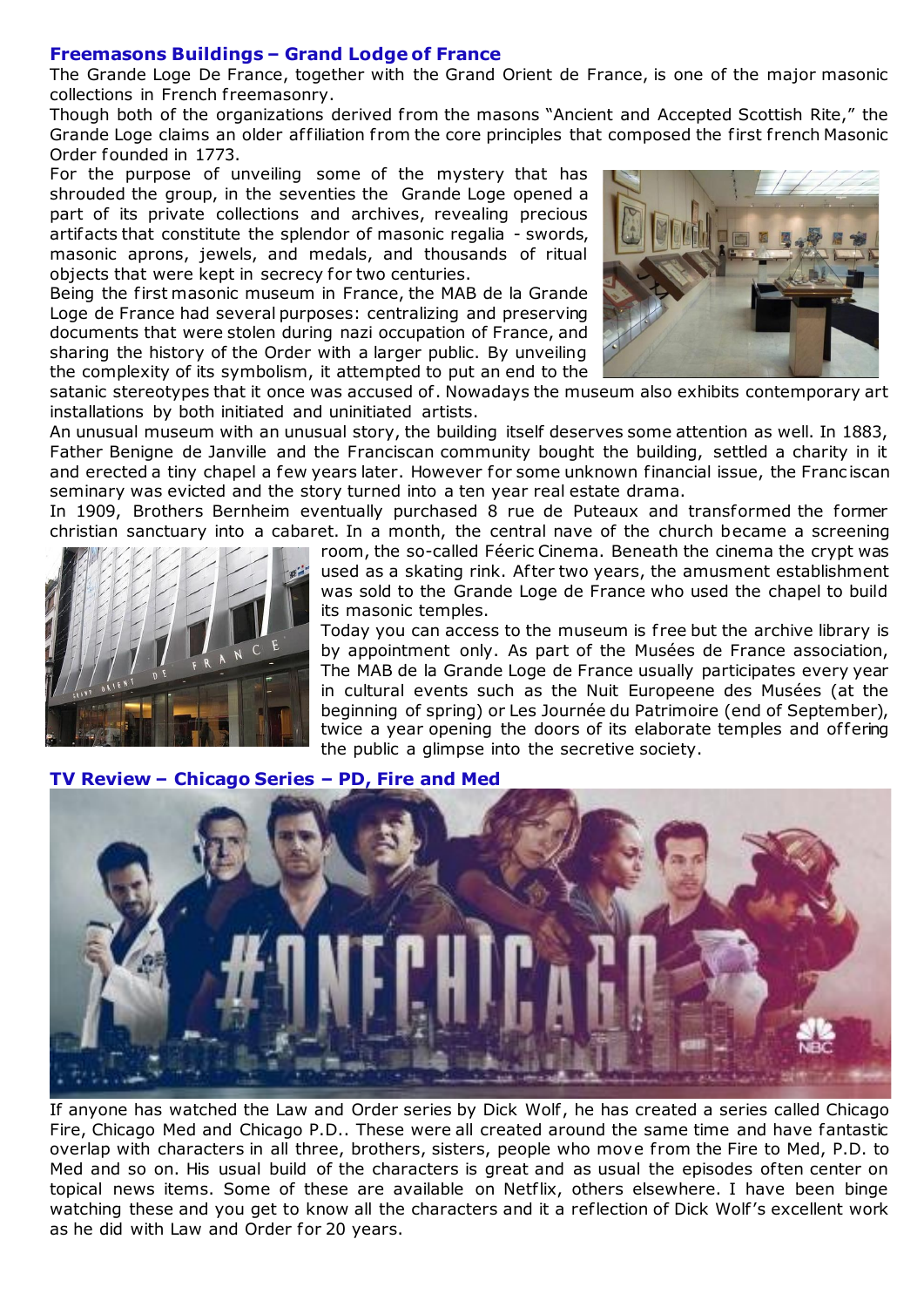## Freemasons Buildings – Grand Lodge of France

The Grande Loge De France, together with the Grand Orient de France, is one of the major masonic collections in French freemasonry.

Though both of the organizations derived from the masons "Ancient and Accepted Scottish Rite," the Grande Loge claims an older affiliation from the core principles that composed the first french Masonic Order founded in 1773.

For the purpose of unveiling some of the mystery that has shrouded the group, in the seventies the Grande Loge opened a part of its private collections and archives, revealing precious artifacts that constitute the splendor of masonic regalia - swords, masonic aprons, jewels, and medals, and thousands of ritual objects that were kept in secrecy for two centuries.

Being the first masonic museum in France, the MAB de la Grande Loge de France had several purposes: centralizing and preserving documents that were stolen during nazi occupation of France, and sharing the history of the Order with a larger public. By unveiling the complexity of its symbolism, it attempted to put an end to the satanic stereotypes that it once was accused of. Nowadays the museum also exhibits contemporary art installations by both initiated and uninitiated artists.

An unusual museum with an unusual story, the building itself deserves some attention as well. In 1883, Father Benigne de Janville and the Franciscan community bought the building, settled a charity in it and erected a tiny chapel a few years later. However for some unknown financial issue, the Franciscan seminary was evicted and the story turned into a ten year real estate drama.

In 1909, Brothers Bernheim eventually purchased 8 rue de Puteaux and transformed the former christian sanctuary into a cabaret. In a month, the central nave of the church became a screening room, the so-called Féeric Cinema. Beneath the cinema the crypt was used as a skating rink. After two years, the amusment establishment was sold to the Grande Loge de France who used the chapel to build its masonic temples.

Today you can access to the museum is free but the archive library is by appointment only. As part of the Musées de France association, The MAB de la Grande Loge de France usually participates every year in cultural events such as the Nuit Europeene des Musées (at the beginning of spring) or Les Journée du Patrimoire (end of September), twice a year opening the doors of its elaborate temples and offering the public a glimpse into the secretive society.

## TV Review – Chicago Series – PD, Fire and Med

If anyone has watched the Law and Order series by Dick Wolf, he has created a series called Chicago Fire, Chicago Med and Chicago P.D.. These were all created around the same time and have fantastic overlap with characters in all three, brothers, sisters, people who move from the Fire to Med, P.D. to Med and so on. His usual build of the characters is great and as usual the episodes often center on topical news items. Some of these are available on Netflix, others elsewhere. I have been binge watching these and you get to know all the characters and it a reflection of Dick Wolf's excellent work as he did with Law and Order for 20 years.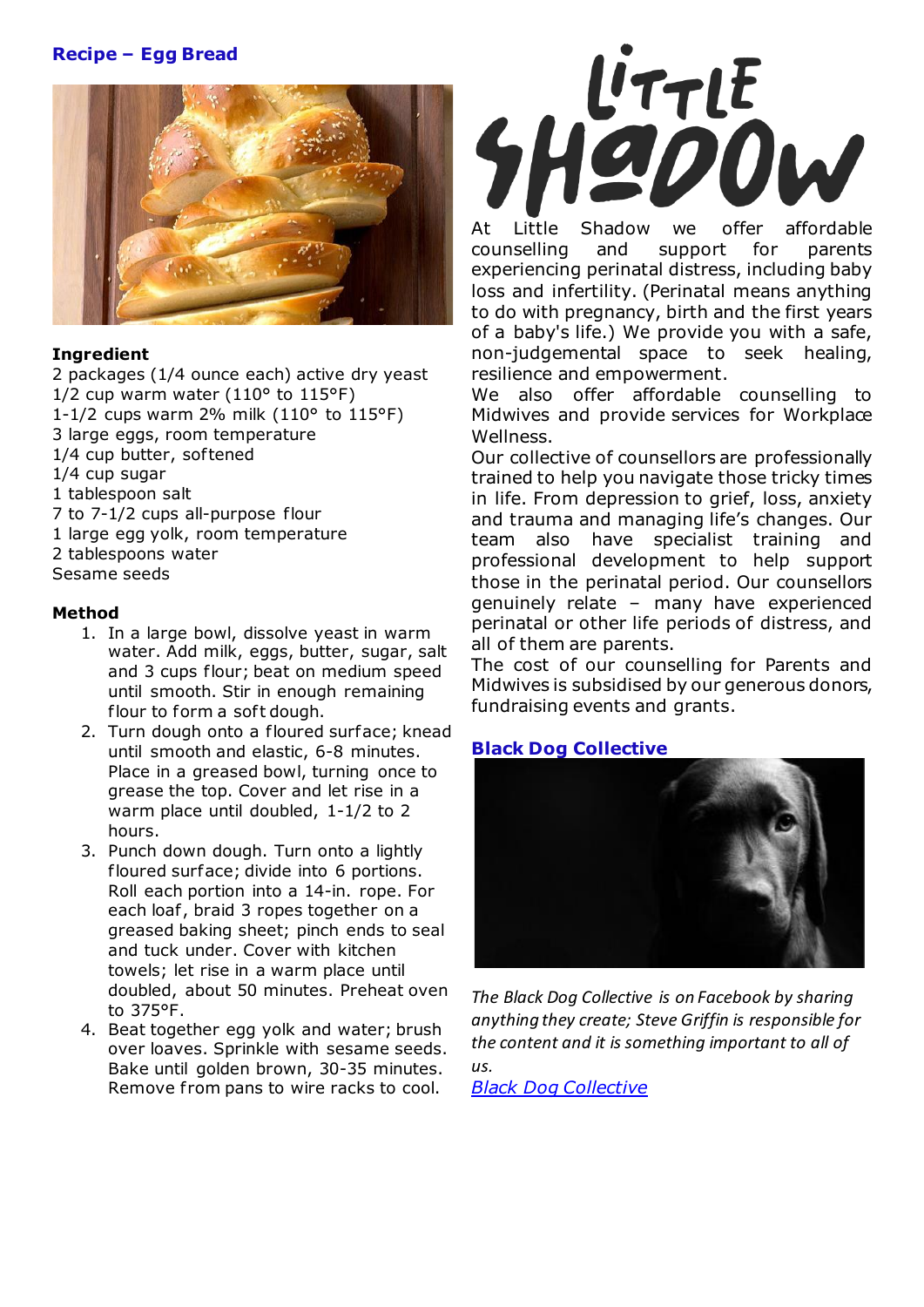## Recipe – Egg Bread

**Ingredient**

2 packages (1/4 ounce each) active dry yeast
1/2 cup warm water (110° to 115°F)
1-1/2 cups warm 2% milk (110° to 115°F)
3 large eggs, room temperature
1/4 cup butter, softened
1/4 cup sugar
1 tablespoon salt
7 to 7-1/2 cups all-purpose flour
1 large egg yolk, room temperature
2 tablespoons water
Sesame seeds

**Method**

1. In a large bowl, dissolve yeast in warm water. Add milk, eggs, butter, sugar, salt and 3 cups flour; beat on medium speed until smooth. Stir in enough remaining flour to form a soft dough.
2. Turn dough onto a floured surface; knead until smooth and elastic, 6-8 minutes. Place in a greased bowl, turning once to grease the top. Cover and let rise in a warm place until doubled, 1-1/2 to 2 hours.
3. Punch down dough. Turn onto a lightly floured surface; divide into 6 portions. Roll each portion into a 14-in. rope. For each loaf, braid 3 ropes together on a greased baking sheet; pinch ends to seal and tuck under. Cover with kitchen towels; let rise in a warm place until doubled, about 50 minutes. Preheat oven to 375°F.
4. Beat together egg yolk and water; brush over loaves. Sprinkle with sesame seeds. Bake until golden brown, 30-35 minutes. Remove from pans to wire racks to cool.

## Little Shadow

At Little Shadow we offer affordable counselling and support for parents experiencing perinatal distress, including baby loss and infertility. (Perinatal means anything to do with pregnancy, birth and the first years of a baby's life.) We provide you with a safe, non-judgemental space to seek healing, resilience and empowerment.

We also offer affordable counselling to Midwives and provide services for Workplace Wellness.

Our collective of counsellors are professionally trained to help you navigate those tricky times in life. From depression to grief, loss, anxiety and trauma and managing life's changes. Our team also have specialist training and professional development to help support those in the perinatal period. Our counsellors genuinely relate – many have experienced perinatal or other life periods of distress, and all of them are parents.

The cost of our counselling for Parents and Midwives is subsidised by our generous donors, fundraising events and grants.

## Black Dog Collective

*The Black Dog Collective is on Facebook by sharing anything they create; Steve Griffin is responsible for the content and it is something important to all of us.*

[Black Dog Collective]